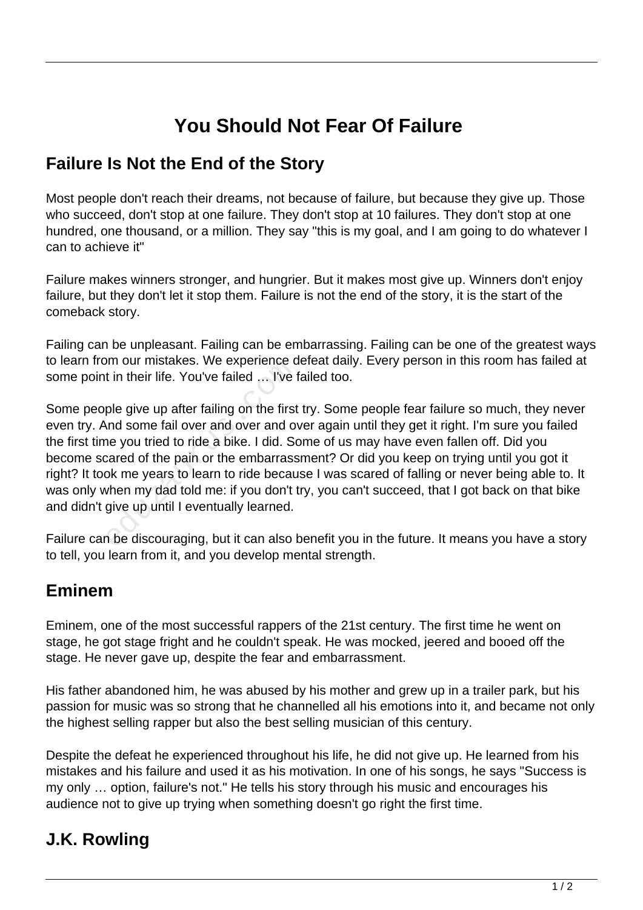# You Should Not Fear Of Failure

## Failure Is Not the End of the Story

Most people don't reach their dreams, not because of failure, but because they give up. Those who succeed, don't stop at one failure. They don't stop at 10 failures. They don't stop at one hundred, one thousand, or a million. They say "this is my goal, and I am going to do whatever I can to achieve it"

Failure makes winners stronger, and hungrier. But it makes most give up. Winners don't enjoy failure, but they don't let it stop them. Failure is not the end of the story, it is the start of the comeback story.

Failing can be unpleasant. Failing can be embarrassing. Failing can be one of the greatest ways to learn from our mistakes. We experience defeat daily. Every person in this room has failed at some point in their life. You've failed … I've failed too.

Some people give up after failing on the first try. Some people fear failure so much, they never even try. And some fail over and over and over again until they get it right. I'm sure you failed the first time you tried to ride a bike. I did. Some of us may have even fallen off. Did you become scared of the pain or the embarrassment? Or did you keep on trying until you got it right? It took me years to learn to ride because I was scared of falling or never being able to. It was only when my dad told me: if you don't try, you can't succeed, that I got back on that bike and didn't give up until I eventually learned.

Failure can be discouraging, but it can also benefit you in the future. It means you have a story to tell, you learn from it, and you develop mental strength.

## Eminem

Eminem, one of the most successful rappers of the 21st century. The first time he went on stage, he got stage fright and he couldn't speak. He was mocked, jeered and booed off the stage. He never gave up, despite the fear and embarrassment.

His father abandoned him, he was abused by his mother and grew up in a trailer park, but his passion for music was so strong that he channelled all his emotions into it, and became not only the highest selling rapper but also the best selling musician of this century.

Despite the defeat he experienced throughout his life, he did not give up. He learned from his mistakes and his failure and used it as his motivation. In one of his songs, he says "Success is my only … option, failure's not." He tells his story through his music and encourages his audience not to give up trying when something doesn't go right the first time.

## J.K. Rowling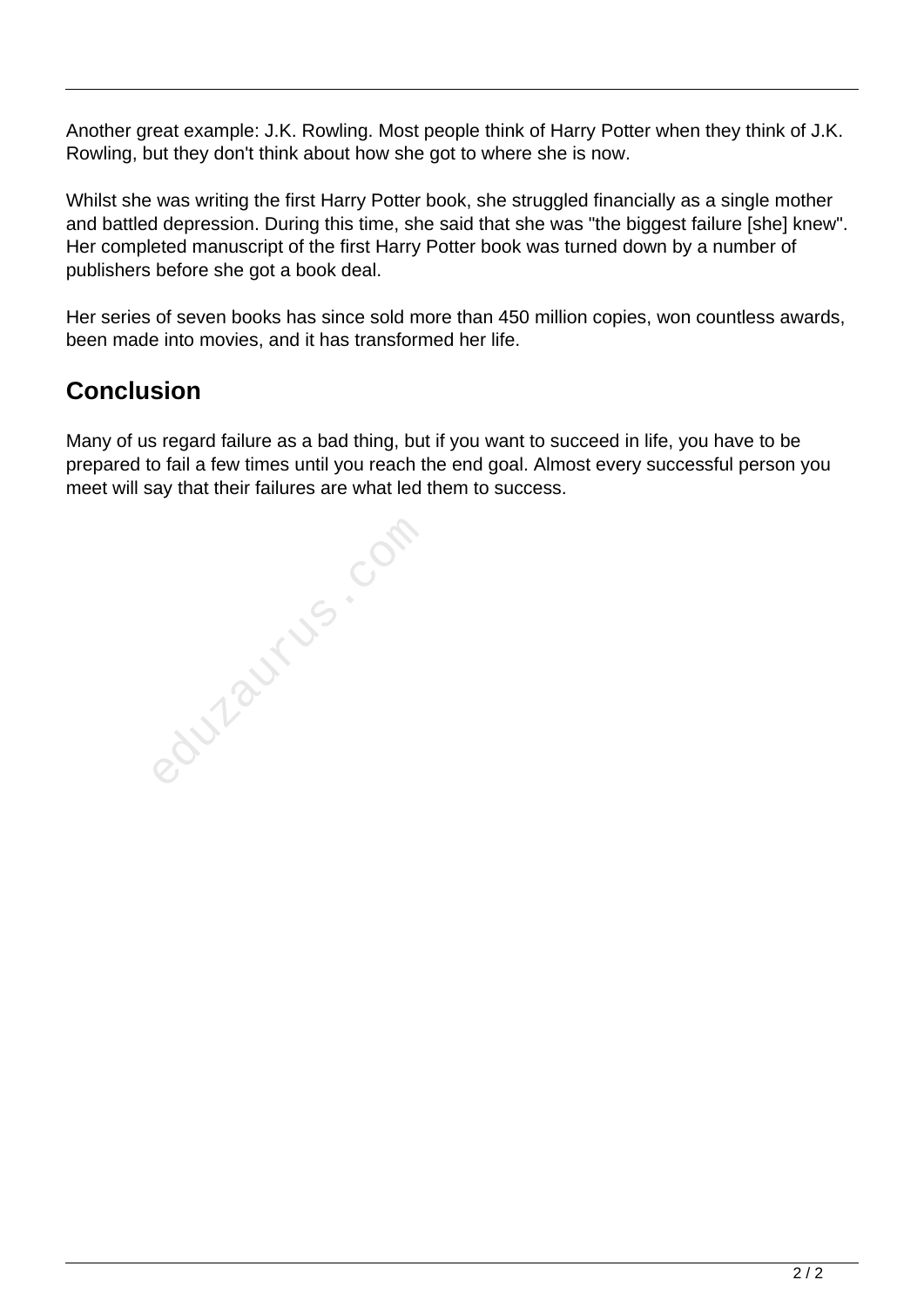Another great example: J.K. Rowling. Most people think of Harry Potter when they think of J.K. Rowling, but they don't think about how she got to where she is now.

Whilst she was writing the first Harry Potter book, she struggled financially as a single mother and battled depression. During this time, she said that she was "the biggest failure [she] knew". Her completed manuscript of the first Harry Potter book was turned down by a number of publishers before she got a book deal.

Her series of seven books has since sold more than 450 million copies, won countless awards, been made into movies, and it has transformed her life.

## Conclusion

Many of us regard failure as a bad thing, but if you want to succeed in life, you have to be prepared to fail a few times until you reach the end goal. Almost every successful person you meet will say that their failures are what led them to success.